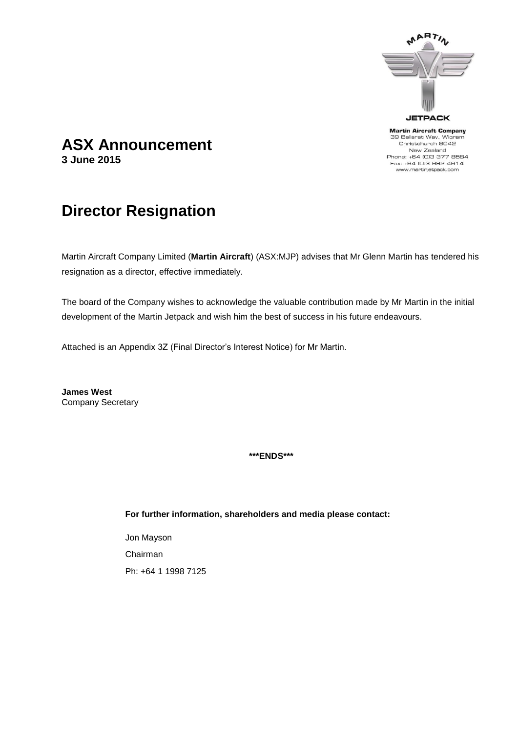MARTIN

JETPACK

**Martin Aircraft Company**
39 Ballarat Way, Wigram
Christchurch 8042
New Zealand
Phone: +64 (0)3 377 8584
Fax: +64 (0)3 982 4614
www.martinjetpack.com

# ASX Announcement

**3 June 2015**

# Director Resignation

Martin Aircraft Company Limited (**Martin Aircraft**) (ASX:MJP) advises that Mr Glenn Martin has tendered his resignation as a director, effective immediately.

The board of the Company wishes to acknowledge the valuable contribution made by Mr Martin in the initial development of the Martin Jetpack and wish him the best of success in his future endeavours.

Attached is an Appendix 3Z (Final Director's Interest Notice) for Mr Martin.

**James West**
Company Secretary

**\*\*\*ENDS\*\*\***

**For further information, shareholders and media please contact:**

Jon Mayson

Chairman

Ph: +64 1 1998 7125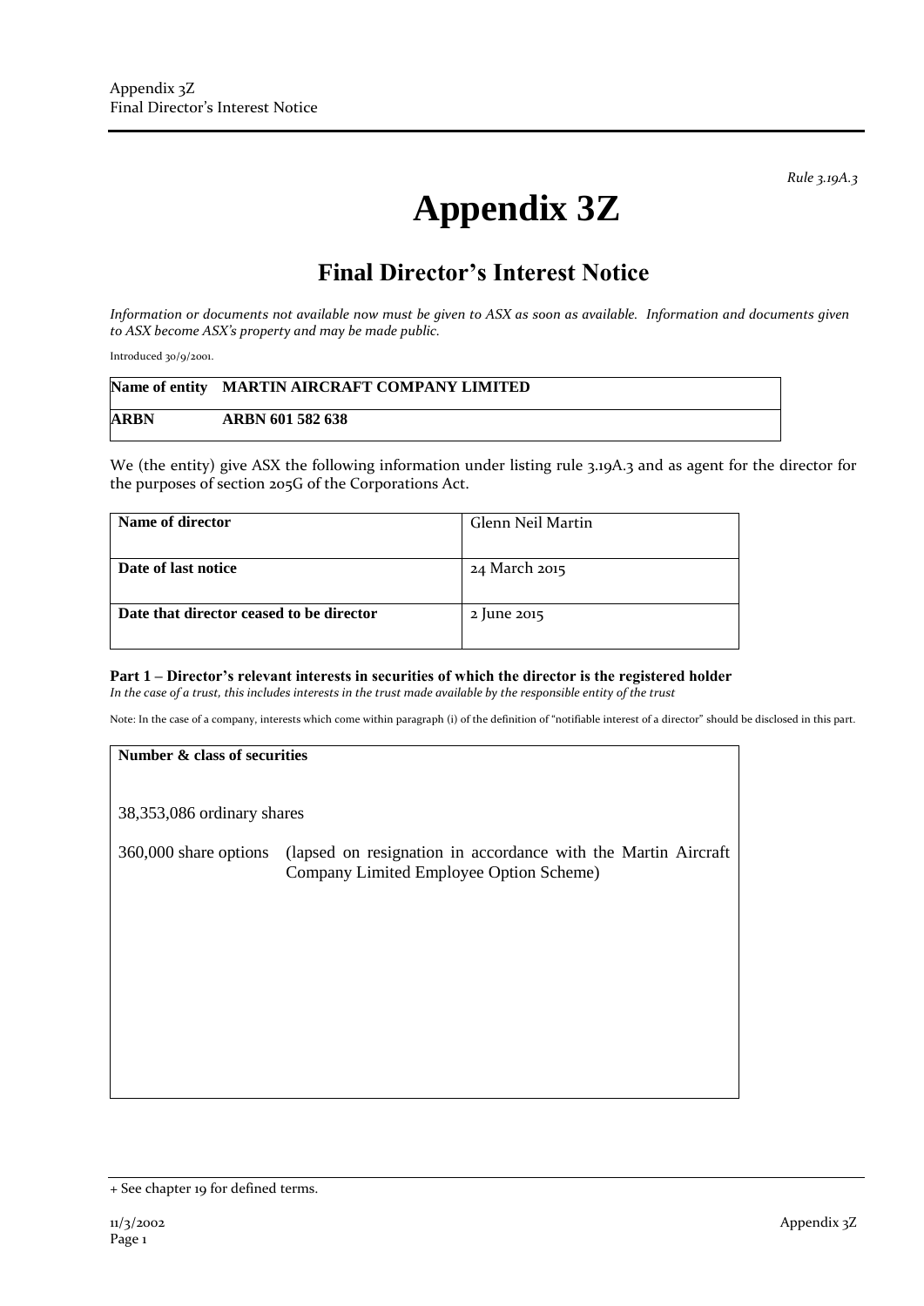*Rule 3.19A.3*

# Appendix 3Z

## Final Director's Interest Notice

*Information or documents not available now must be given to ASX as soon as available. Information and documents given to ASX become ASX's property and may be made public.*

Introduced 30/9/2001.

| **Name of entity** | **MARTIN AIRCRAFT COMPANY LIMITED** |
|---|---|
| **ARBN** | **ARBN 601 582 638** |

We (the entity) give ASX the following information under listing rule 3.19A.3 and as agent for the director for the purposes of section 205G of the Corporations Act.

| **Name of director** | Glenn Neil Martin |
|---|---|
| **Date of last notice** | 24 March 2015 |
| **Date that director ceased to be director** | 2 June 2015 |

**Part 1 – Director's relevant interests in securities of which the director is the registered holder**
*In the case of a trust, this includes interests in the trust made available by the responsible entity of the trust*

Note: In the case of a company, interests which come within paragraph (i) of the definition of "notifiable interest of a director" should be disclosed in this part.

| **Number & class of securities** |
|---|
| 38,353,086 ordinary shares<br><br>360,000 share options (lapsed on resignation in accordance with the Martin Aircraft Company Limited Employee Option Scheme) |

+ See chapter 19 for defined terms.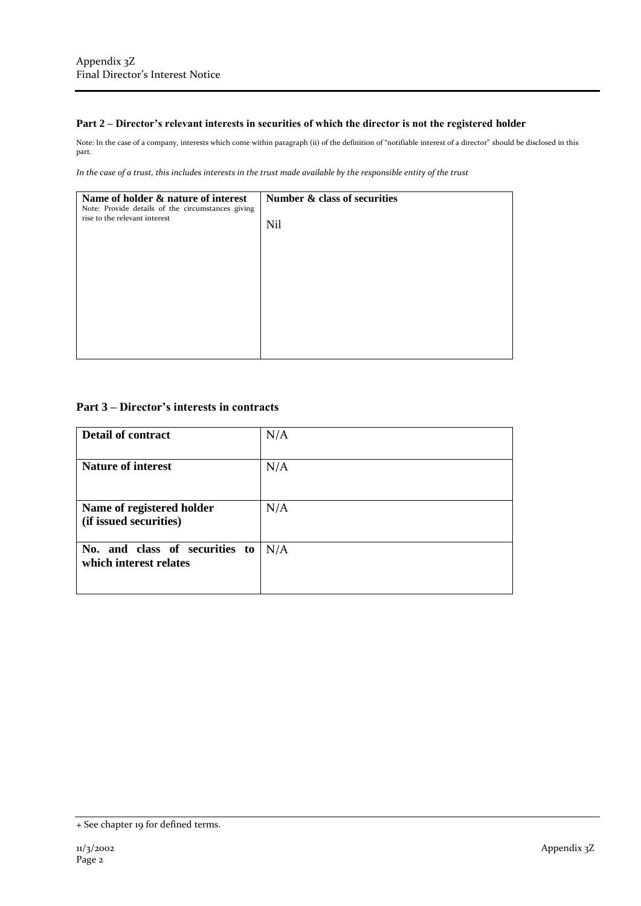## Part 2 – Director's relevant interests in securities of which the director is not the registered holder

Note: In the case of a company, interests which come within paragraph (ii) of the definition of "notifiable interest of a director" should be disclosed in this part.

*In the case of a trust, this includes interests in the trust made available by the responsible entity of the trust*

| **Name of holder & nature of interest**<br>Note: Provide details of the circumstances giving rise to the relevant interest | **Number & class of securities** |
|---|---|
| | Nil |

## Part 3 – Director's interests in contracts

| | |
|---|---|
| **Detail of contract** | N/A |
| **Nature of interest** | N/A |
| **Name of registered holder (if issued securities)** | N/A |
| **No. and class of securities to which interest relates** | N/A |

+ See chapter 19 for defined terms.

11/3/2002